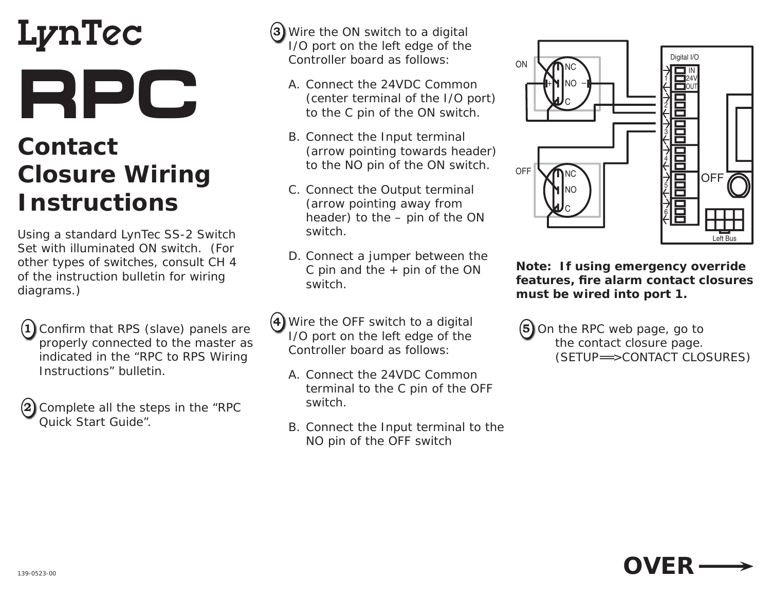# LynTec

# RPC

## Contact Closure Wiring Instructions

Using a standard LynTec SS-2 Switch Set with illuminated ON switch. (For other types of switches, consult CH 4 of the instruction bulletin for wiring diagrams.)

1. Confirm that RPS (slave) panels are properly connected to the master as indicated in the "RPC to RPS Wiring Instructions" bulletin.

2. Complete all the steps in the "RPC Quick Start Guide".

3. Wire the ON switch to a digital I/O port on the left edge of the Controller board as follows:

   A. Connect the 24VDC Common (center terminal of the I/O port) to the C pin of the ON switch.

   B. Connect the Input terminal (arrow pointing towards header) to the NO pin of the ON switch.

   C. Connect the Output terminal (arrow pointing away from header) to the – pin of the ON switch.

   D. Connect a jumper between the C pin and the + pin of the ON switch.

4. Wire the OFF switch to a digital I/O port on the left edge of the Controller board as follows:

   A. Connect the 24VDC Common terminal to the C pin of the OFF switch.

   B. Connect the Input terminal to the NO pin of the OFF switch

ON NC NO + – C OFF NC NO C Digital I/O IN 24V OUT 1 2 3 4 5 6 OFF Left Bus

**Note: If using emergency override features, fire alarm contact closures must be wired into port 1.**

5. On the RPC web page, go to the contact closure page. (SETUP⟹CONTACT CLOSURES)

139-0523-00

**OVER ⟶**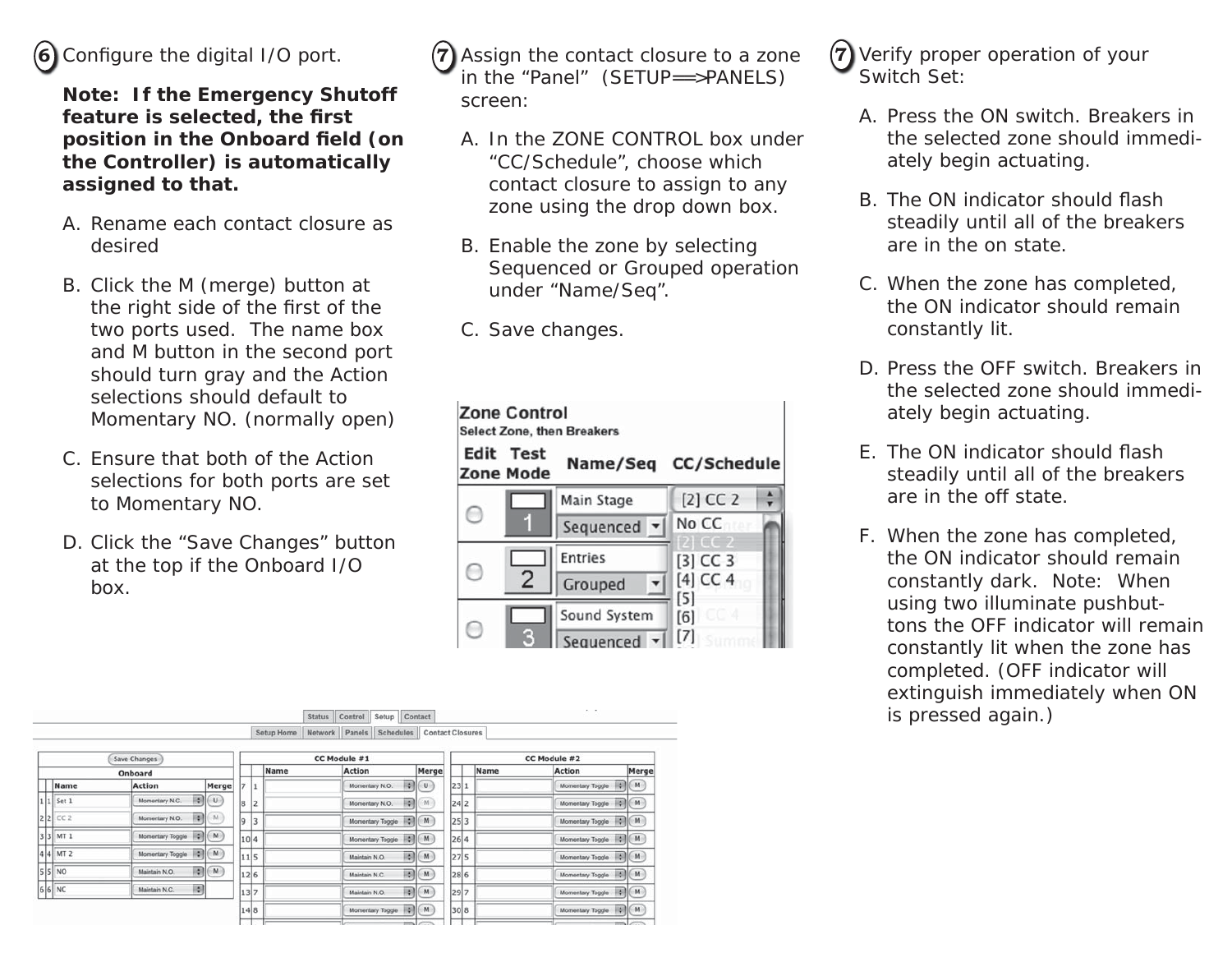6 Configure the digital I/O port.

**Note: If the Emergency Shutoff feature is selected, the first position in the Onboard field (on the Controller) is automatically assigned to that.**

A. Rename each contact closure as desired

B. Click the M (merge) button at the right side of the first of the two ports used. The name box and M button in the second port should turn gray and the Action selections should default to Momentary NO. (normally open)

C. Ensure that both of the Action selections for both ports are set to Momentary NO.

D. Click the “Save Changes” button at the top if the Onboard I/O box.

7 Assign the contact closure to a zone in the “Panel” (SETUP══>PANELS) screen:

A. In the ZONE CONTROL box under “CC/Schedule”, choose which contact closure to assign to any zone using the drop down box.

B. Enable the zone by selecting Sequenced or Grouped operation under “Name/Seq”.

C. Save changes.

7 Verify proper operation of your Switch Set:

A. Press the ON switch. Breakers in the selected zone should immediately begin actuating.

B. The ON indicator should flash steadily until all of the breakers are in the on state.

C. When the zone has completed, the ON indicator should remain constantly lit.

D. Press the OFF switch. Breakers in the selected zone should immediately begin actuating.

E. The ON indicator should flash steadily until all of the breakers are in the off state.

F. When the zone has completed, the ON indicator should remain constantly dark. Note: When using two illuminate pushbuttons the OFF indicator will remain constantly lit when the zone has completed. (OFF indicator will extinguish immediately when ON is pressed again.)